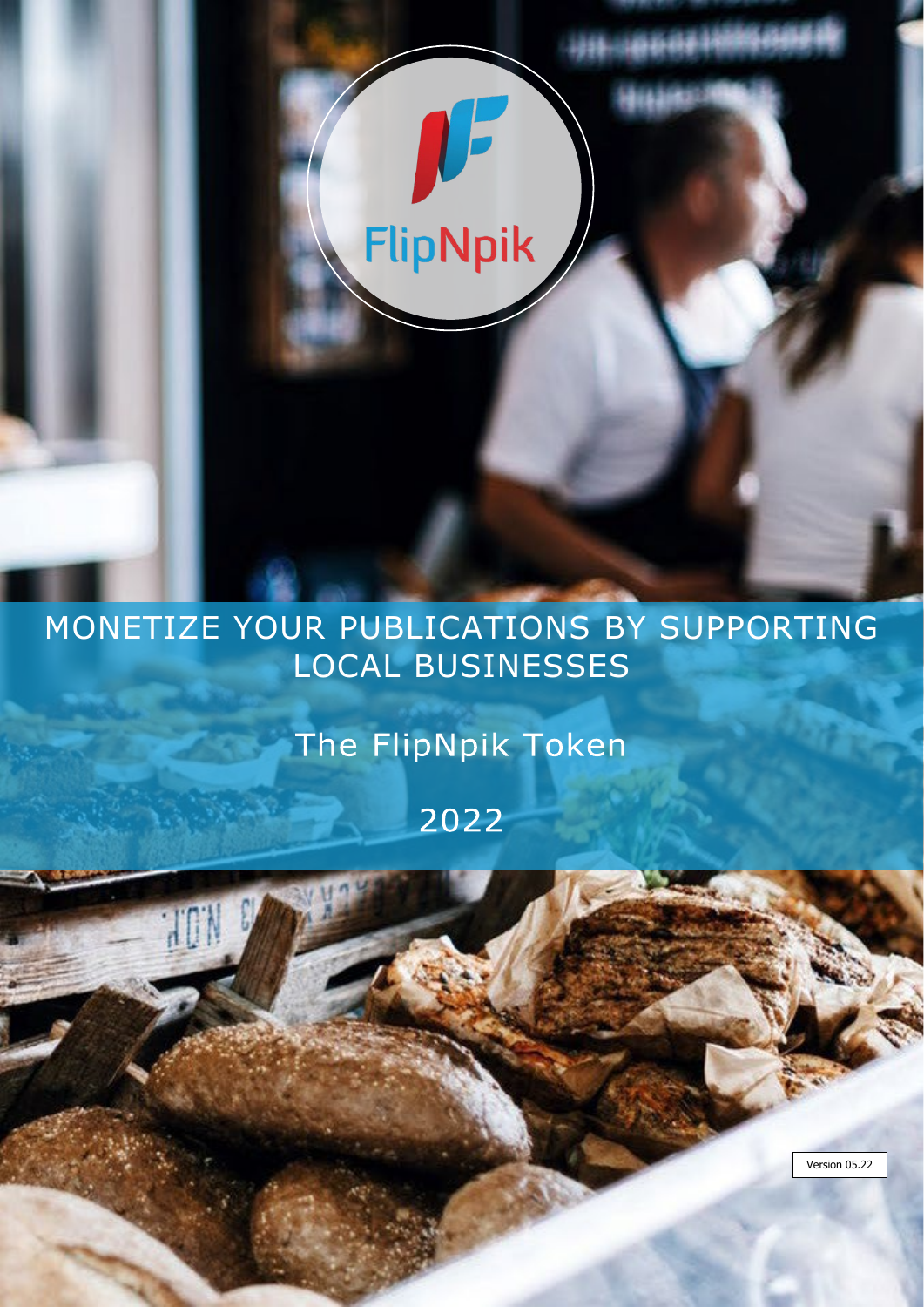FlipNpik

# MONETIZE YOUR PUBLICATIONS BY SUPPORTING LOCAL BUSINESSES

## The FlipNpik Token

## 2022

Version 05.22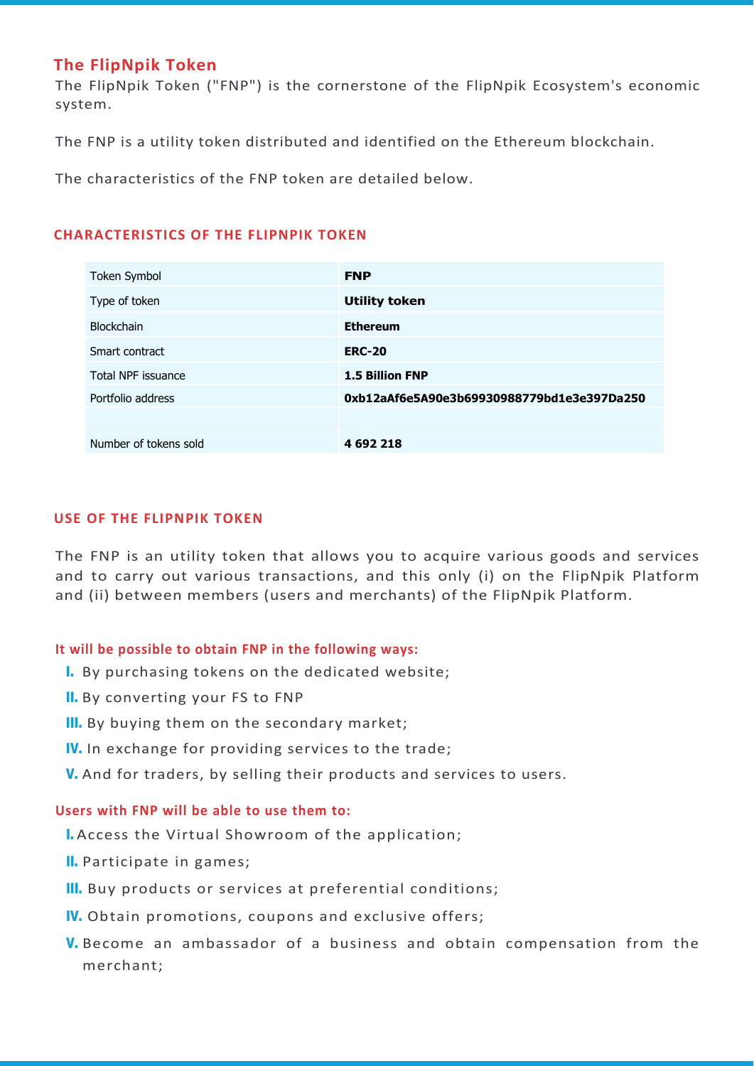## The FlipNpik Token

The FlipNpik Token ("FNP") is the cornerstone of the FlipNpik Ecosystem's economic system.

The FNP is a utility token distributed and identified on the Ethereum blockchain.

The characteristics of the FNP token are detailed below.

### CHARACTERISTICS OF THE FLIPNPIK TOKEN

| | |
|---|---|
| Token Symbol | **FNP** |
| Type of token | **Utility token** |
| Blockchain | **Ethereum** |
| Smart contract | **ERC-20** |
| Total NPF issuance | **1.5 Billion FNP** |
| Portfolio address | **0xb12aAf6e5A90e3b69930988779bd1e3e397Da250** |
| | |
| Number of tokens sold | **4 692 218** |

### USE OF THE FLIPNPIK TOKEN

The FNP is an utility token that allows you to acquire various goods and services and to carry out various transactions, and this only (i) on the FlipNpik Platform and (ii) between members (users and merchants) of the FlipNpik Platform.

**It will be possible to obtain FNP in the following ways:**

- **I.** By purchasing tokens on the dedicated website;
- **II.** By converting your FS to FNP
- **III.** By buying them on the secondary market;
- **IV.** In exchange for providing services to the trade;
- **V.** And for traders, by selling their products and services to users.

**Users with FNP will be able to use them to:**

- **I.** Access the Virtual Showroom of the application;
- **II.** Participate in games;
- **III.** Buy products or services at preferential conditions;
- **IV.** Obtain promotions, coupons and exclusive offers;
- **V.** Become an ambassador of a business and obtain compensation from the merchant;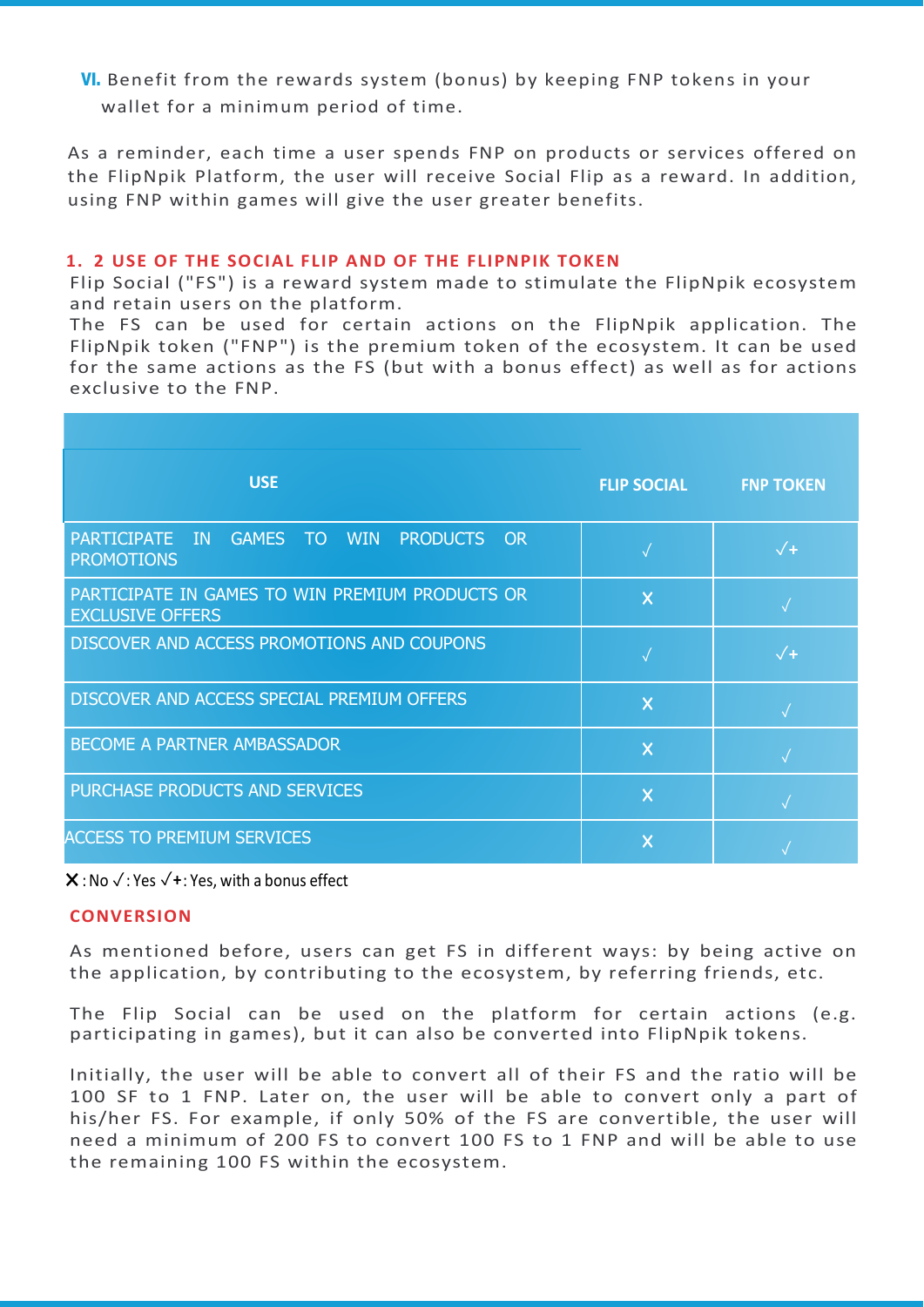**VI.** Benefit from the rewards system (bonus) by keeping FNP tokens in your wallet for a minimum period of time.

As a reminder, each time a user spends FNP on products or services offered on the FlipNpik Platform, the user will receive Social Flip as a reward. In addition, using FNP within games will give the user greater benefits.

## 1. 2 USE OF THE SOCIAL FLIP AND OF THE FLIPNPIK TOKEN

Flip Social ("FS") is a reward system made to stimulate the FlipNpik ecosystem and retain users on the platform.
The FS can be used for certain actions on the FlipNpik application. The FlipNpik token ("FNP") is the premium token of the ecosystem. It can be used for the same actions as the FS (but with a bonus effect) as well as for actions exclusive to the FNP.

| USE | FLIP SOCIAL | FNP TOKEN |
|---|---|---|
| PARTICIPATE IN GAMES TO WIN PRODUCTS OR PROMOTIONS | √ | √+ |
| PARTICIPATE IN GAMES TO WIN PREMIUM PRODUCTS OR EXCLUSIVE OFFERS | X | √ |
| DISCOVER AND ACCESS PROMOTIONS AND COUPONS | √ | √+ |
| DISCOVER AND ACCESS SPECIAL PREMIUM OFFERS | X | √ |
| BECOME A PARTNER AMBASSADOR | X | √ |
| PURCHASE PRODUCTS AND SERVICES | X | √ |
| ACCESS TO PREMIUM SERVICES | X | √ |

X : No √ : Yes √+: Yes, with a bonus effect

## CONVERSION

As mentioned before, users can get FS in different ways: by being active on the application, by contributing to the ecosystem, by referring friends, etc.

The Flip Social can be used on the platform for certain actions (e.g. participating in games), but it can also be converted into FlipNpik tokens.

Initially, the user will be able to convert all of their FS and the ratio will be 100 SF to 1 FNP. Later on, the user will be able to convert only a part of his/her FS. For example, if only 50% of the FS are convertible, the user will need a minimum of 200 FS to convert 100 FS to 1 FNP and will be able to use the remaining 100 FS within the ecosystem.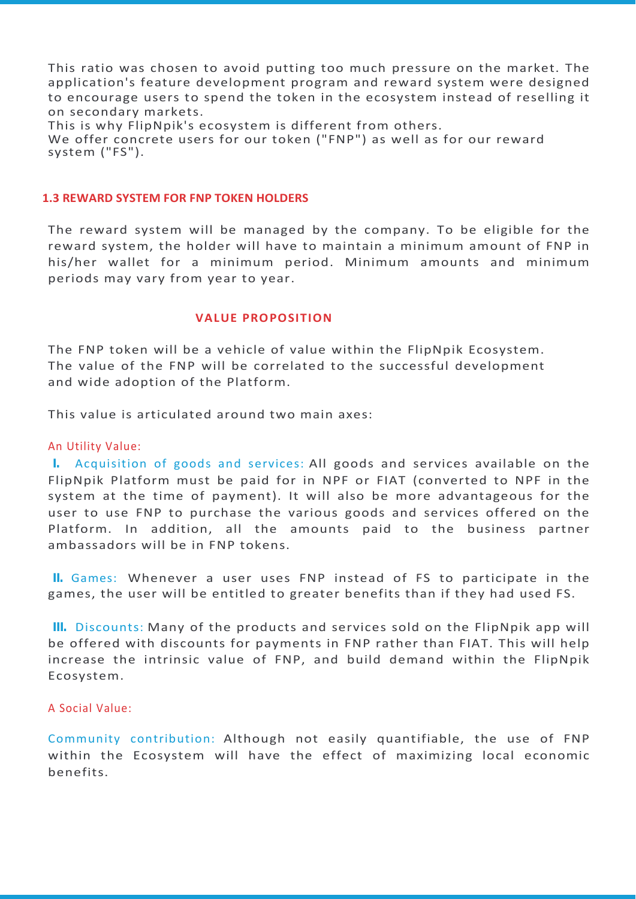This ratio was chosen to avoid putting too much pressure on the market. The application's feature development program and reward system were designed to encourage users to spend the token in the ecosystem instead of reselling it on secondary markets.
This is why FlipNpik's ecosystem is different from others.
We offer concrete users for our token ("FNP") as well as for our reward system ("FS").

### 1.3 REWARD SYSTEM FOR FNP TOKEN HOLDERS

The reward system will be managed by the company. To be eligible for the reward system, the holder will have to maintain a minimum amount of FNP in his/her wallet for a minimum period. Minimum amounts and minimum periods may vary from year to year.

### VALUE PROPOSITION

The FNP token will be a vehicle of value within the FlipNpik Ecosystem.
The value of the FNP will be correlated to the successful development and wide adoption of the Platform.

This value is articulated around two main axes:

An Utility Value:

**I.** Acquisition of goods and services: All goods and services available on the FlipNpik Platform must be paid for in NPF or FIAT (converted to NPF in the system at the time of payment). It will also be more advantageous for the user to use FNP to purchase the various goods and services offered on the Platform. In addition, all the amounts paid to the business partner ambassadors will be in FNP tokens.

**II.** Games: Whenever a user uses FNP instead of FS to participate in the games, the user will be entitled to greater benefits than if they had used FS.

**III.** Discounts: Many of the products and services sold on the FlipNpik app will be offered with discounts for payments in FNP rather than FIAT. This will help increase the intrinsic value of FNP, and build demand within the FlipNpik Ecosystem.

A Social Value:

Community contribution: Although not easily quantifiable, the use of FNP within the Ecosystem will have the effect of maximizing local economic benefits.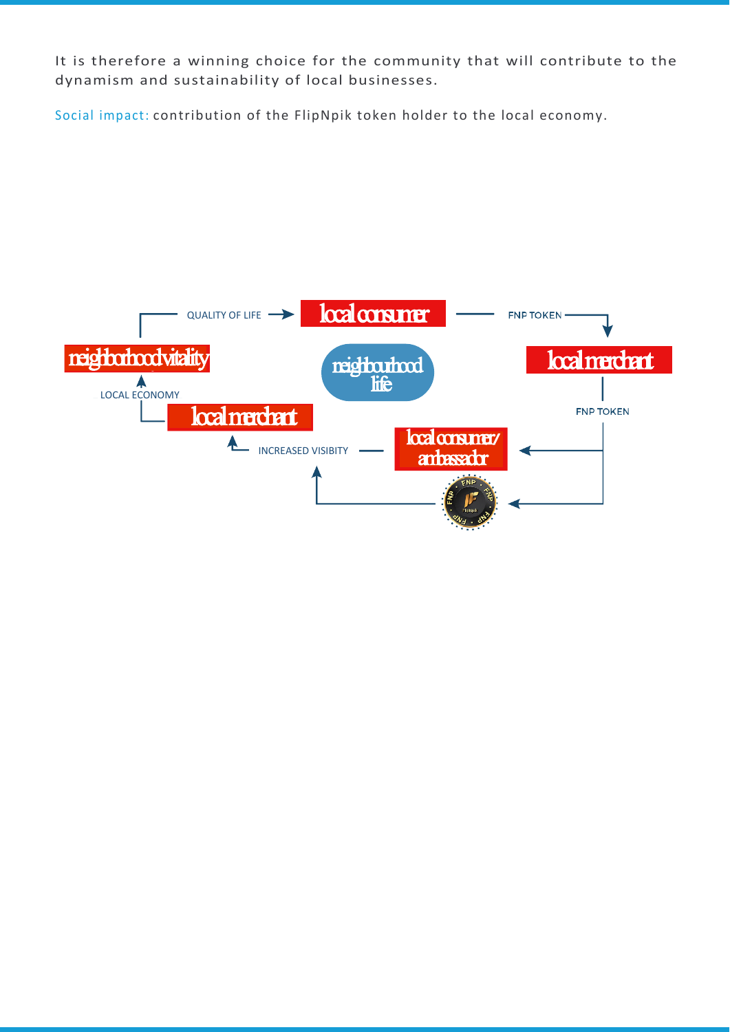It is therefore a winning choice for the community that will contribute to the dynamism and sustainability of local businesses.

Social impact: contribution of the FlipNpik token holder to the local economy.

QUALITY OF LIFE → local consumer — FNP TOKEN → local merchant

neighborhood vitality

neighbourhood life

LOCAL ECONOMY

local merchant

FNP TOKEN

INCREASED VISIBITY — local consumer/ ambassador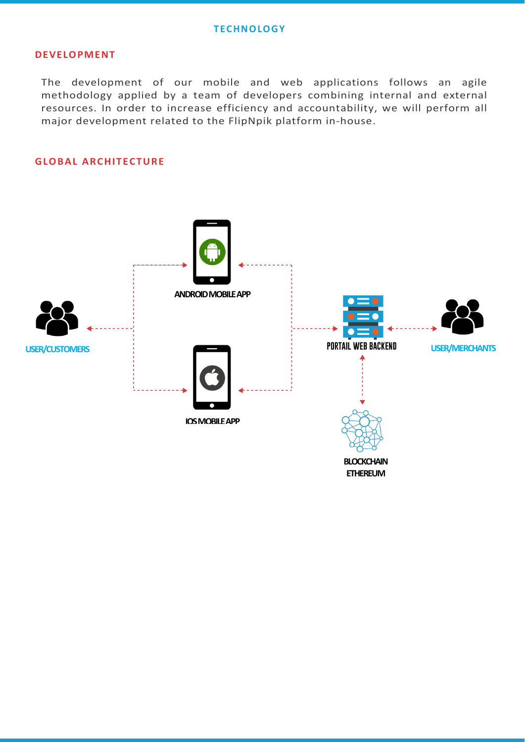# TECHNOLOGY

## DEVELOPMENT

The development of our mobile and web applications follows an agile methodology applied by a team of developers combining internal and external resources. In order to increase efficiency and accountability, we will perform all major development related to the FlipNpik platform in-house.

## GLOBAL ARCHITECTURE

ANDROID MOBILE APP

USER/CUSTOMERS

PORTAIL WEB BACKEND

USER/MERCHANTS

IOS MOBILE APP

BLOCKCHAIN ETHEREUM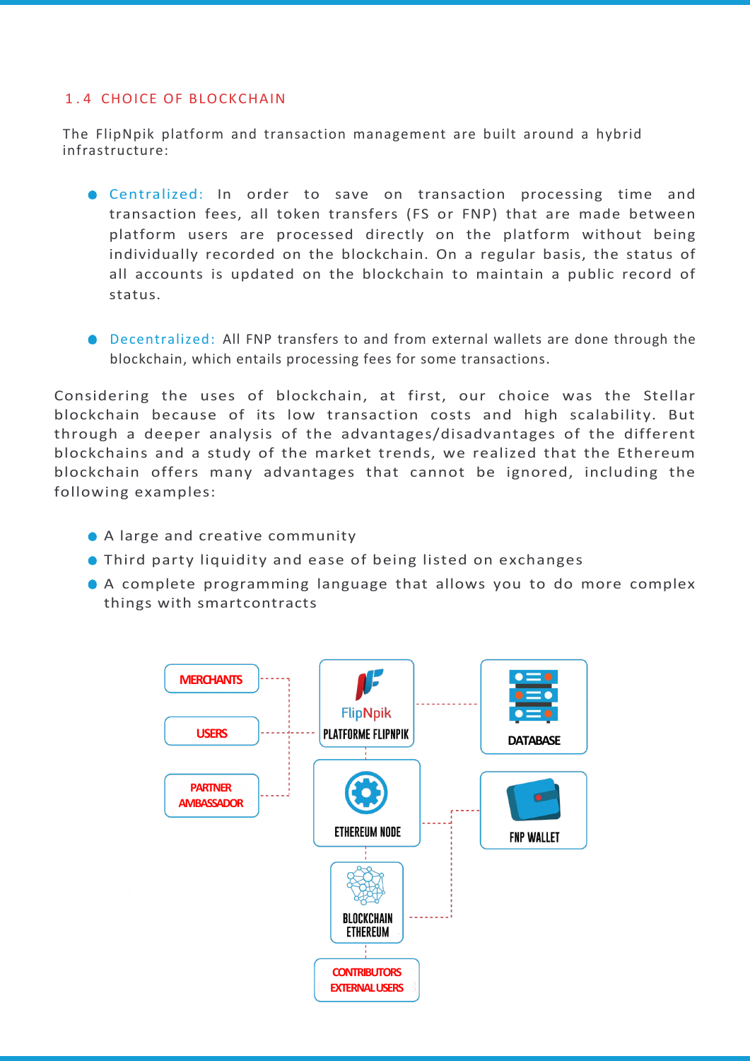## 1.4 CHOICE OF BLOCKCHAIN

The FlipNpik platform and transaction management are built around a hybrid infrastructure:

- Centralized: In order to save on transaction processing time and transaction fees, all token transfers (FS or FNP) that are made between platform users are processed directly on the platform without being individually recorded on the blockchain. On a regular basis, the status of all accounts is updated on the blockchain to maintain a public record of status.

- Decentralized: All FNP transfers to and from external wallets are done through the blockchain, which entails processing fees for some transactions.

Considering the uses of blockchain, at first, our choice was the Stellar blockchain because of its low transaction costs and high scalability. But through a deeper analysis of the advantages/disadvantages of the different blockchains and a study of the market trends, we realized that the Ethereum blockchain offers many advantages that cannot be ignored, including the following examples:

- A large and creative community
- Third party liquidity and ease of being listed on exchanges
- A complete programming language that allows you to do more complex things with smartcontracts

MERCHANTS
USERS
PARTNER AMBASSADOR
FlipNpik PLATFORME FLIPNPIK
DATABASE
ETHEREUM NODE
FNP WALLET
BLOCKCHAIN ETHEREUM
CONTRIBUTORS EXTERNAL USERS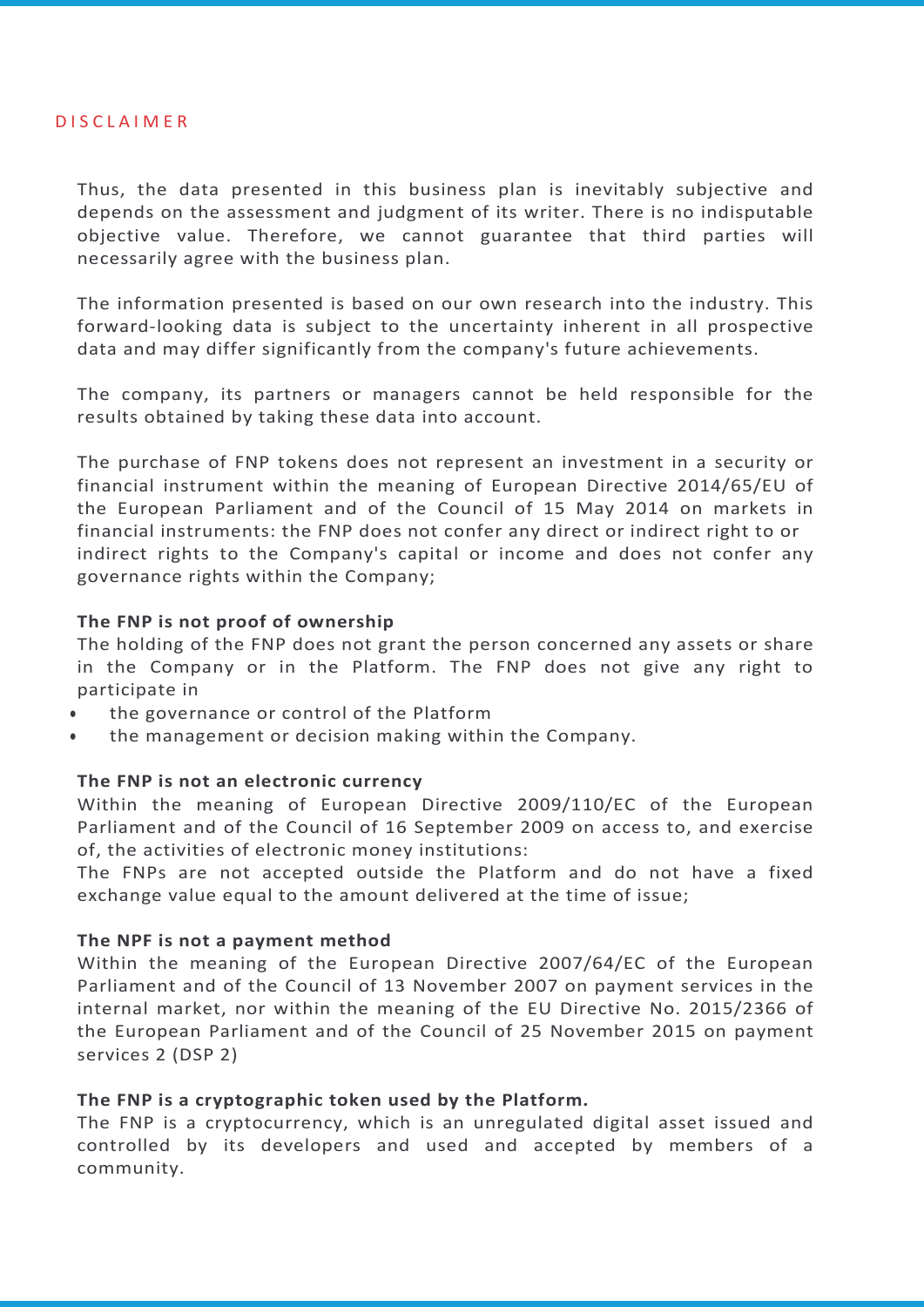## DISCLAIMER

Thus, the data presented in this business plan is inevitably subjective and depends on the assessment and judgment of its writer. There is no indisputable objective value. Therefore, we cannot guarantee that third parties will necessarily agree with the business plan.

The information presented is based on our own research into the industry. This forward-looking data is subject to the uncertainty inherent in all prospective data and may differ significantly from the company's future achievements.

The company, its partners or managers cannot be held responsible for the results obtained by taking these data into account.

The purchase of FNP tokens does not represent an investment in a security or financial instrument within the meaning of European Directive 2014/65/EU of the European Parliament and of the Council of 15 May 2014 on markets in financial instruments: the FNP does not confer any direct or indirect right to or indirect rights to the Company's capital or income and does not confer any governance rights within the Company;

**The FNP is not proof of ownership**

The holding of the FNP does not grant the person concerned any assets or share in the Company or in the Platform. The FNP does not give any right to participate in

- the governance or control of the Platform
- the management or decision making within the Company.

**The FNP is not an electronic currency**

Within the meaning of European Directive 2009/110/EC of the European Parliament and of the Council of 16 September 2009 on access to, and exercise of, the activities of electronic money institutions:

The FNPs are not accepted outside the Platform and do not have a fixed exchange value equal to the amount delivered at the time of issue;

**The NPF is not a payment method**

Within the meaning of the European Directive 2007/64/EC of the European Parliament and of the Council of 13 November 2007 on payment services in the internal market, nor within the meaning of the EU Directive No. 2015/2366 of the European Parliament and of the Council of 25 November 2015 on payment services 2 (DSP 2)

**The FNP is a cryptographic token used by the Platform.**

The FNP is a cryptocurrency, which is an unregulated digital asset issued and controlled by its developers and used and accepted by members of a community.